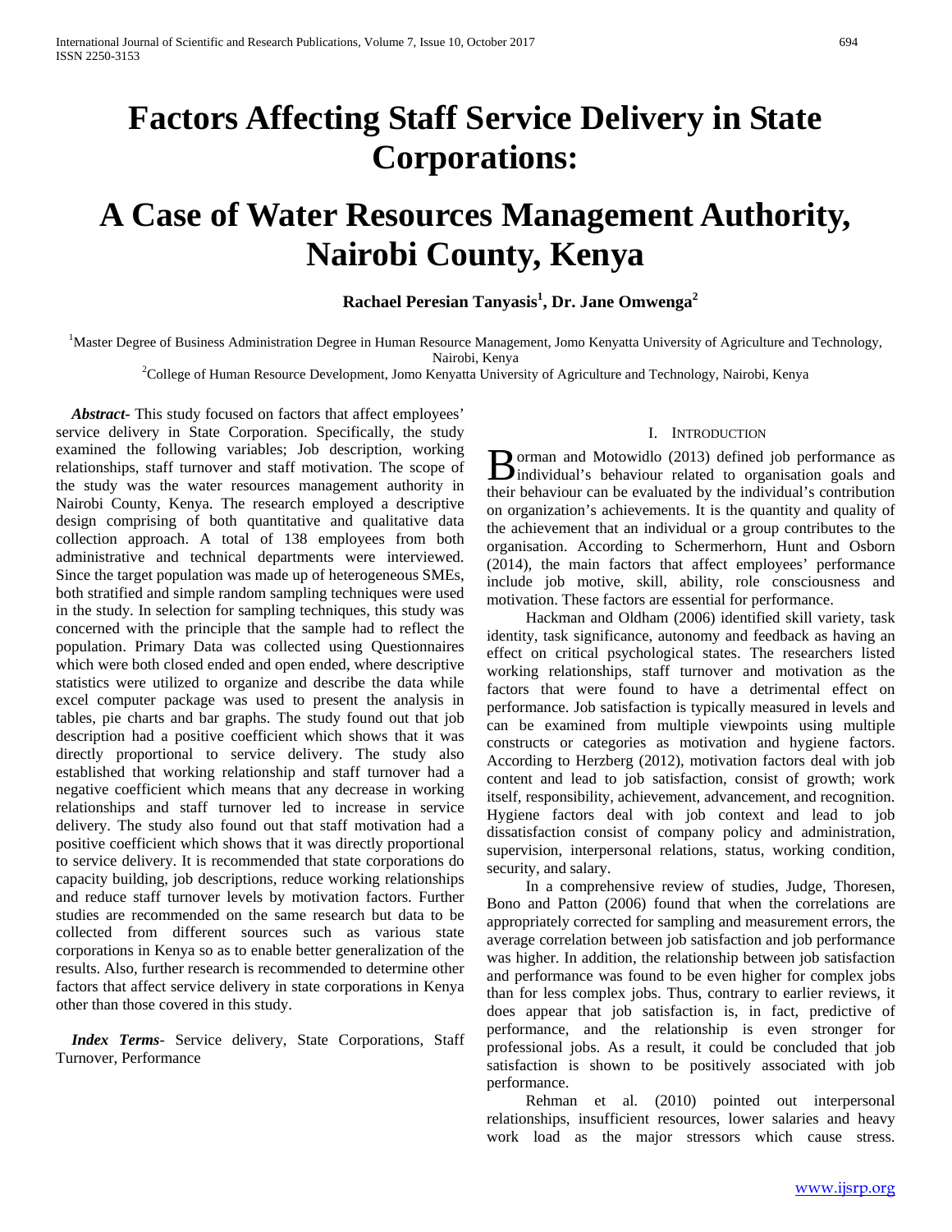# Factors Affecting Staff Service Delivery in State Corporations:

# A Case of Water Resources Management Authority, Nairobi County, Kenya

**Rachael Peresian Tanyasis[1], Dr. Jane Omwenga[2]**

[1]Master Degree of Business Administration Degree in Human Resource Management, Jomo Kenyatta University of Agriculture and Technology, Nairobi, Kenya
[2]College of Human Resource Development, Jomo Kenyatta University of Agriculture and Technology, Nairobi, Kenya

***Abstract-*** This study focused on factors that affect employees' service delivery in State Corporation. Specifically, the study examined the following variables; Job description, working relationships, staff turnover and staff motivation. The scope of the study was the water resources management authority in Nairobi County, Kenya. The research employed a descriptive design comprising of both quantitative and qualitative data collection approach. A total of 138 employees from both administrative and technical departments were interviewed. Since the target population was made up of heterogeneous SMEs, both stratified and simple random sampling techniques were used in the study. In selection for sampling techniques, this study was concerned with the principle that the sample had to reflect the population. Primary Data was collected using Questionnaires which were both closed ended and open ended, where descriptive statistics were utilized to organize and describe the data while excel computer package was used to present the analysis in tables, pie charts and bar graphs. The study found out that job description had a positive coefficient which shows that it was directly proportional to service delivery. The study also established that working relationship and staff turnover had a negative coefficient which means that any decrease in working relationships and staff turnover led to increase in service delivery. The study also found out that staff motivation had a positive coefficient which shows that it was directly proportional to service delivery. It is recommended that state corporations do capacity building, job descriptions, reduce working relationships and reduce staff turnover levels by motivation factors. Further studies are recommended on the same research but data to be collected from different sources such as various state corporations in Kenya so as to enable better generalization of the results. Also, further research is recommended to determine other factors that affect service delivery in state corporations in Kenya other than those covered in this study.

***Index Terms-*** Service delivery, State Corporations, Staff Turnover, Performance

## I. Introduction

Borman and Motowidlo (2013) defined job performance as individual's behaviour related to organisation goals and their behaviour can be evaluated by the individual's contribution on organization's achievements. It is the quantity and quality of the achievement that an individual or a group contributes to the organisation. According to Schermerhorn, Hunt and Osborn (2014), the main factors that affect employees' performance include job motive, skill, ability, role consciousness and motivation. These factors are essential for performance.

Hackman and Oldham (2006) identified skill variety, task identity, task significance, autonomy and feedback as having an effect on critical psychological states. The researchers listed working relationships, staff turnover and motivation as the factors that were found to have a detrimental effect on performance. Job satisfaction is typically measured in levels and can be examined from multiple viewpoints using multiple constructs or categories as motivation and hygiene factors. According to Herzberg (2012), motivation factors deal with job content and lead to job satisfaction, consist of growth; work itself, responsibility, achievement, advancement, and recognition. Hygiene factors deal with job context and lead to job dissatisfaction consist of company policy and administration, supervision, interpersonal relations, status, working condition, security, and salary.

In a comprehensive review of studies, Judge, Thoresen, Bono and Patton (2006) found that when the correlations are appropriately corrected for sampling and measurement errors, the average correlation between job satisfaction and job performance was higher. In addition, the relationship between job satisfaction and performance was found to be even higher for complex jobs than for less complex jobs. Thus, contrary to earlier reviews, it does appear that job satisfaction is, in fact, predictive of performance, and the relationship is even stronger for professional jobs. As a result, it could be concluded that job satisfaction is shown to be positively associated with job performance.

Rehman et al. (2010) pointed out interpersonal relationships, insufficient resources, lower salaries and heavy work load as the major stressors which cause stress.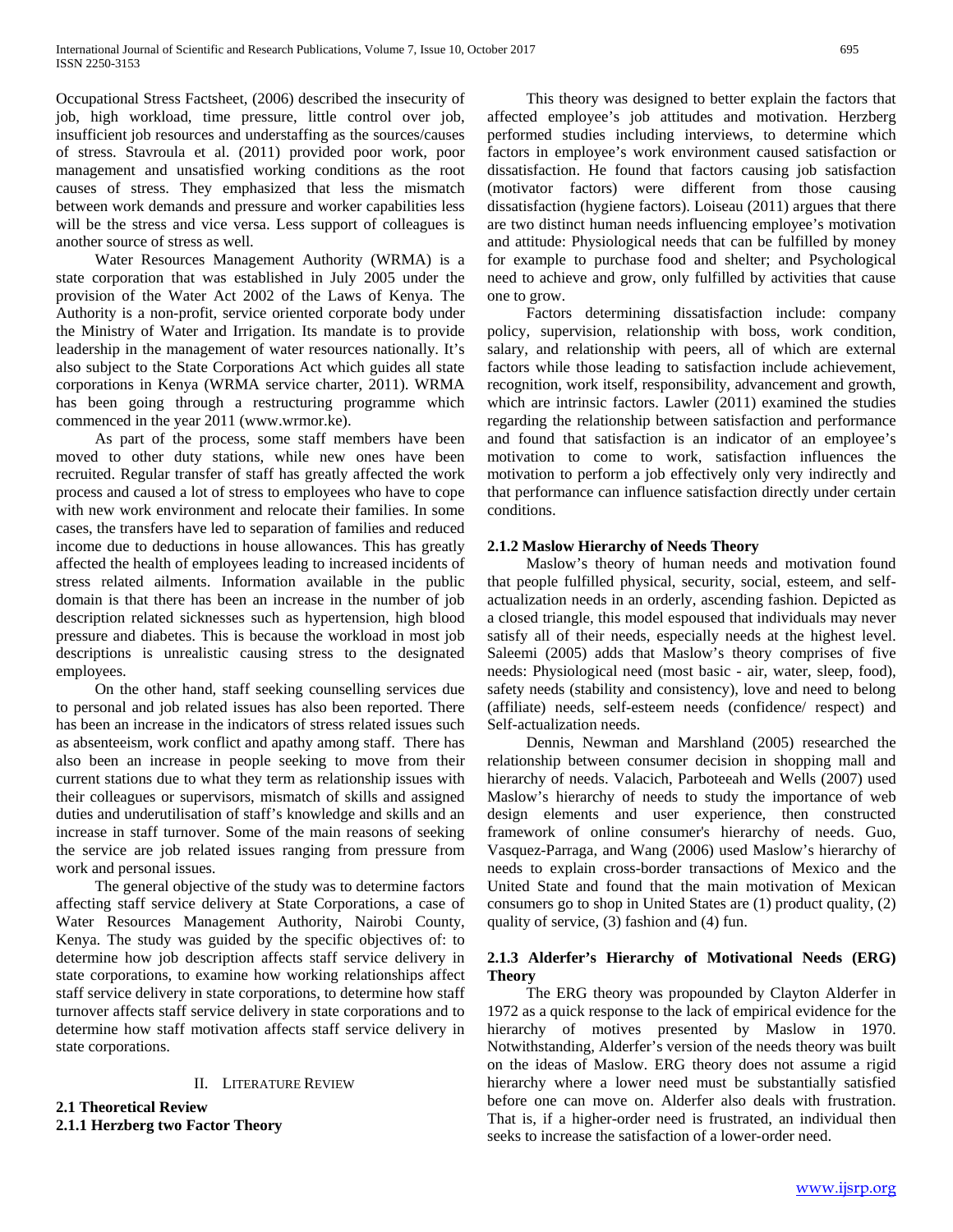Occupational Stress Factsheet, (2006) described the insecurity of job, high workload, time pressure, little control over job, insufficient job resources and understaffing as the sources/causes of stress. Stavroula et al. (2011) provided poor work, poor management and unsatisfied working conditions as the root causes of stress. They emphasized that less the mismatch between work demands and pressure and worker capabilities less will be the stress and vice versa. Less support of colleagues is another source of stress as well.

Water Resources Management Authority (WRMA) is a state corporation that was established in July 2005 under the provision of the Water Act 2002 of the Laws of Kenya. The Authority is a non-profit, service oriented corporate body under the Ministry of Water and Irrigation. Its mandate is to provide leadership in the management of water resources nationally. It's also subject to the State Corporations Act which guides all state corporations in Kenya (WRMA service charter, 2011). WRMA has been going through a restructuring programme which commenced in the year 2011 (www.wrmor.ke).

As part of the process, some staff members have been moved to other duty stations, while new ones have been recruited. Regular transfer of staff has greatly affected the work process and caused a lot of stress to employees who have to cope with new work environment and relocate their families. In some cases, the transfers have led to separation of families and reduced income due to deductions in house allowances. This has greatly affected the health of employees leading to increased incidents of stress related ailments. Information available in the public domain is that there has been an increase in the number of job description related sicknesses such as hypertension, high blood pressure and diabetes. This is because the workload in most job descriptions is unrealistic causing stress to the designated employees.

On the other hand, staff seeking counselling services due to personal and job related issues has also been reported. There has been an increase in the indicators of stress related issues such as absenteeism, work conflict and apathy among staff. There has also been an increase in people seeking to move from their current stations due to what they term as relationship issues with their colleagues or supervisors, mismatch of skills and assigned duties and underutilisation of staff's knowledge and skills and an increase in staff turnover. Some of the main reasons of seeking the service are job related issues ranging from pressure from work and personal issues.

The general objective of the study was to determine factors affecting staff service delivery at State Corporations, a case of Water Resources Management Authority, Nairobi County, Kenya. The study was guided by the specific objectives of: to determine how job description affects staff service delivery in state corporations, to examine how working relationships affect staff service delivery in state corporations, to determine how staff turnover affects staff service delivery in state corporations and to determine how staff motivation affects staff service delivery in state corporations.

## II. Literature Review

### 2.1 Theoretical Review

#### 2.1.1 Herzberg two Factor Theory

This theory was designed to better explain the factors that affected employee's job attitudes and motivation. Herzberg performed studies including interviews, to determine which factors in employee's work environment caused satisfaction or dissatisfaction. He found that factors causing job satisfaction (motivator factors) were different from those causing dissatisfaction (hygiene factors). Loiseau (2011) argues that there are two distinct human needs influencing employee's motivation and attitude: Physiological needs that can be fulfilled by money for example to purchase food and shelter; and Psychological need to achieve and grow, only fulfilled by activities that cause one to grow.

Factors determining dissatisfaction include: company policy, supervision, relationship with boss, work condition, salary, and relationship with peers, all of which are external factors while those leading to satisfaction include achievement, recognition, work itself, responsibility, advancement and growth, which are intrinsic factors. Lawler (2011) examined the studies regarding the relationship between satisfaction and performance and found that satisfaction is an indicator of an employee's motivation to come to work, satisfaction influences the motivation to perform a job effectively only very indirectly and that performance can influence satisfaction directly under certain conditions.

#### 2.1.2 Maslow Hierarchy of Needs Theory

Maslow's theory of human needs and motivation found that people fulfilled physical, security, social, esteem, and self-actualization needs in an orderly, ascending fashion. Depicted as a closed triangle, this model espoused that individuals may never satisfy all of their needs, especially needs at the highest level. Saleemi (2005) adds that Maslow's theory comprises of five needs: Physiological need (most basic - air, water, sleep, food), safety needs (stability and consistency), love and need to belong (affiliate) needs, self-esteem needs (confidence/ respect) and Self-actualization needs.

Dennis, Newman and Marshland (2005) researched the relationship between consumer decision in shopping mall and hierarchy of needs. Valacich, Parboteeah and Wells (2007) used Maslow's hierarchy of needs to study the importance of web design elements and user experience, then constructed framework of online consumer's hierarchy of needs. Guo, Vasquez-Parraga, and Wang (2006) used Maslow's hierarchy of needs to explain cross-border transactions of Mexico and the United State and found that the main motivation of Mexican consumers go to shop in United States are (1) product quality, (2) quality of service, (3) fashion and (4) fun.

#### 2.1.3 Alderfer's Hierarchy of Motivational Needs (ERG) Theory

The ERG theory was propounded by Clayton Alderfer in 1972 as a quick response to the lack of empirical evidence for the hierarchy of motives presented by Maslow in 1970. Notwithstanding, Alderfer's version of the needs theory was built on the ideas of Maslow. ERG theory does not assume a rigid hierarchy where a lower need must be substantially satisfied before one can move on. Alderfer also deals with frustration. That is, if a higher-order need is frustrated, an individual then seeks to increase the satisfaction of a lower-order need.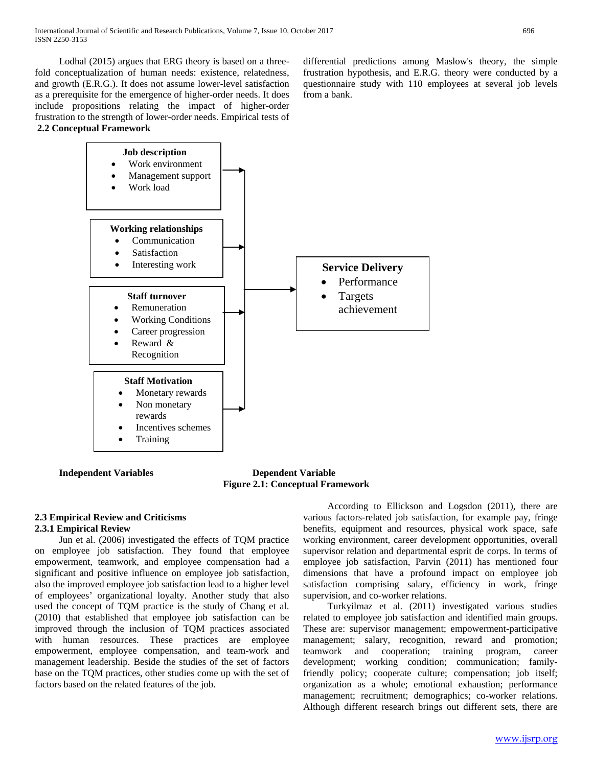Lodhal (2015) argues that ERG theory is based on a three-fold conceptualization of human needs: existence, relatedness, and growth (E.R.G.). It does not assume lower-level satisfaction as a prerequisite for the emergence of higher-order needs. It does include propositions relating the impact of higher-order frustration to the strength of lower-order needs. Empirical tests of differential predictions among Maslow's theory, the simple frustration hypothesis, and E.R.G. theory were conducted by a questionnaire study with 110 employees at several job levels from a bank.

## 2.2 Conceptual Framework

**Job description**
- Work environment
- Management support
- Work load

**Working relationships**
- Communication
- Satisfaction
- Interesting work

**Staff turnover**
- Remuneration
- Working Conditions
- Career progression
- Reward & Recognition

**Staff Motivation**
- Monetary rewards
- Non monetary rewards
- Incentives schemes
- Training

**Service Delivery**
- Performance
- Targets achievement

**Independent Variables** → **Dependent Variable**

**Figure 2.1: Conceptual Framework**

## 2.3 Empirical Review and Criticisms

### 2.3.1 Empirical Review

Jun et al. (2006) investigated the effects of TQM practice on employee job satisfaction. They found that employee empowerment, teamwork, and employee compensation had a significant and positive influence on employee job satisfaction, also the improved employee job satisfaction lead to a higher level of employees' organizational loyalty. Another study that also used the concept of TQM practice is the study of Chang et al. (2010) that established that employee job satisfaction can be improved through the inclusion of TQM practices associated with human resources. These practices are employee empowerment, employee compensation, and team-work and management leadership. Beside the studies of the set of factors base on the TQM practices, other studies come up with the set of factors based on the related features of the job.

According to Ellickson and Logsdon (2011), there are various factors-related job satisfaction, for example pay, fringe benefits, equipment and resources, physical work space, safe working environment, career development opportunities, overall supervisor relation and departmental esprit de corps. In terms of employee job satisfaction, Parvin (2011) has mentioned four dimensions that have a profound impact on employee job satisfaction comprising salary, efficiency in work, fringe supervision, and co-worker relations.

Turkyilmaz et al. (2011) investigated various studies related to employee job satisfaction and identified main groups. These are: supervisor management; empowerment-participative management; salary, recognition, reward and promotion; teamwork and cooperation; training program, career development; working condition; communication; family-friendly policy; cooperate culture; compensation; job itself; organization as a whole; emotional exhaustion; performance management; recruitment; demographics; co-worker relations. Although different research brings out different sets, there are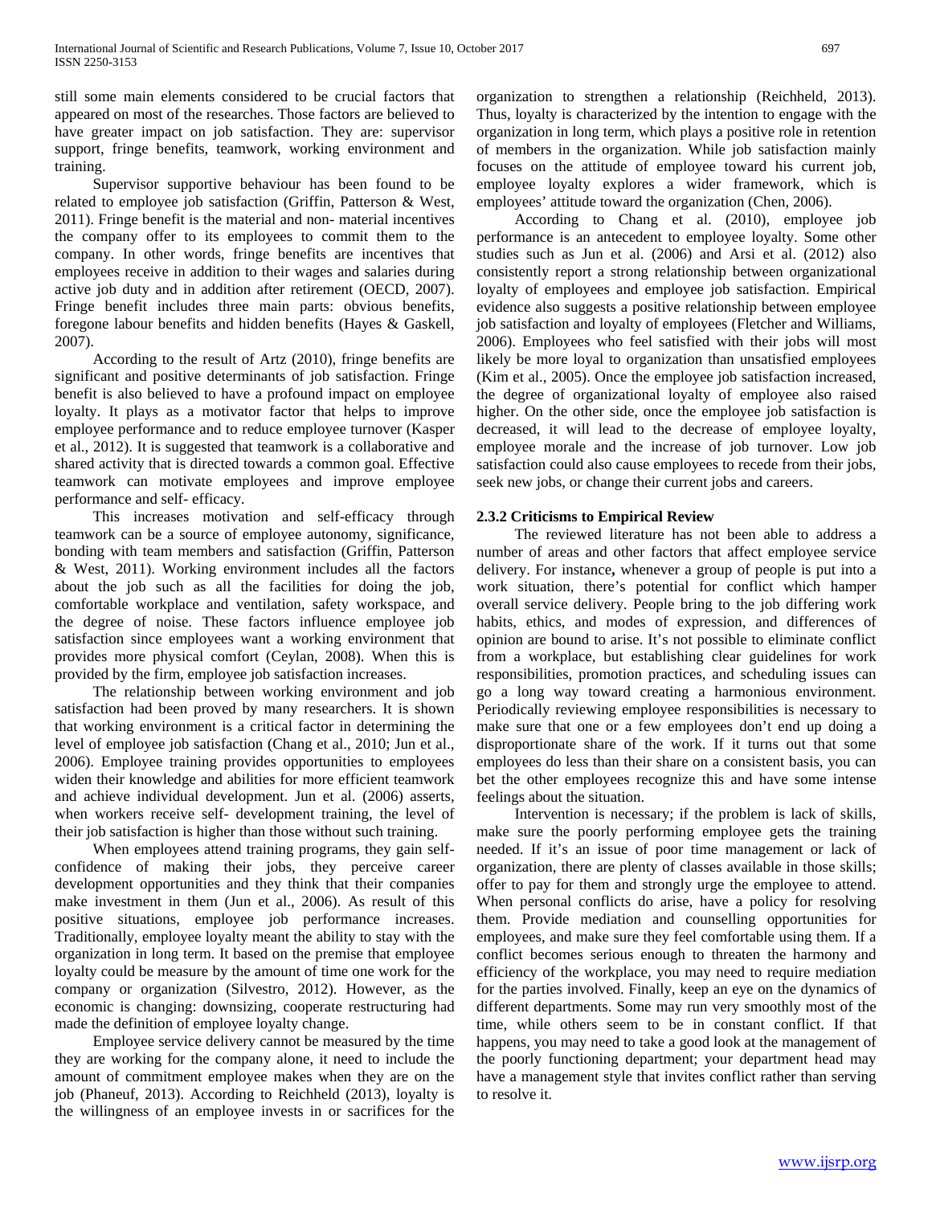still some main elements considered to be crucial factors that appeared on most of the researches. Those factors are believed to have greater impact on job satisfaction. They are: supervisor support, fringe benefits, teamwork, working environment and training.

Supervisor supportive behaviour has been found to be related to employee job satisfaction (Griffin, Patterson & West, 2011). Fringe benefit is the material and non- material incentives the company offer to its employees to commit them to the company. In other words, fringe benefits are incentives that employees receive in addition to their wages and salaries during active job duty and in addition after retirement (OECD, 2007). Fringe benefit includes three main parts: obvious benefits, foregone labour benefits and hidden benefits (Hayes & Gaskell, 2007).

According to the result of Artz (2010), fringe benefits are significant and positive determinants of job satisfaction. Fringe benefit is also believed to have a profound impact on employee loyalty. It plays as a motivator factor that helps to improve employee performance and to reduce employee turnover (Kasper et al., 2012). It is suggested that teamwork is a collaborative and shared activity that is directed towards a common goal. Effective teamwork can motivate employees and improve employee performance and self- efficacy.

This increases motivation and self-efficacy through teamwork can be a source of employee autonomy, significance, bonding with team members and satisfaction (Griffin, Patterson & West, 2011). Working environment includes all the factors about the job such as all the facilities for doing the job, comfortable workplace and ventilation, safety workspace, and the degree of noise. These factors influence employee job satisfaction since employees want a working environment that provides more physical comfort (Ceylan, 2008). When this is provided by the firm, employee job satisfaction increases.

The relationship between working environment and job satisfaction had been proved by many researchers. It is shown that working environment is a critical factor in determining the level of employee job satisfaction (Chang et al., 2010; Jun et al., 2006). Employee training provides opportunities to employees widen their knowledge and abilities for more efficient teamwork and achieve individual development. Jun et al. (2006) asserts, when workers receive self- development training, the level of their job satisfaction is higher than those without such training.

When employees attend training programs, they gain self-confidence of making their jobs, they perceive career development opportunities and they think that their companies make investment in them (Jun et al., 2006). As result of this positive situations, employee job performance increases. Traditionally, employee loyalty meant the ability to stay with the organization in long term. It based on the premise that employee loyalty could be measure by the amount of time one work for the company or organization (Silvestro, 2012). However, as the economic is changing: downsizing, cooperate restructuring had made the definition of employee loyalty change.

Employee service delivery cannot be measured by the time they are working for the company alone, it need to include the amount of commitment employee makes when they are on the job (Phaneuf, 2013). According to Reichheld (2013), loyalty is the willingness of an employee invests in or sacrifices for the organization to strengthen a relationship (Reichheld, 2013). Thus, loyalty is characterized by the intention to engage with the organization in long term, which plays a positive role in retention of members in the organization. While job satisfaction mainly focuses on the attitude of employee toward his current job, employee loyalty explores a wider framework, which is employees' attitude toward the organization (Chen, 2006).

According to Chang et al. (2010), employee job performance is an antecedent to employee loyalty. Some other studies such as Jun et al. (2006) and Arsi et al. (2012) also consistently report a strong relationship between organizational loyalty of employees and employee job satisfaction. Empirical evidence also suggests a positive relationship between employee job satisfaction and loyalty of employees (Fletcher and Williams, 2006). Employees who feel satisfied with their jobs will most likely be more loyal to organization than unsatisfied employees (Kim et al., 2005). Once the employee job satisfaction increased, the degree of organizational loyalty of employee also raised higher. On the other side, once the employee job satisfaction is decreased, it will lead to the decrease of employee loyalty, employee morale and the increase of job turnover. Low job satisfaction could also cause employees to recede from their jobs, seek new jobs, or change their current jobs and careers.

### 2.3.2 Criticisms to Empirical Review

The reviewed literature has not been able to address a number of areas and other factors that affect employee service delivery. For instance**,** whenever a group of people is put into a work situation, there's potential for conflict which hamper overall service delivery. People bring to the job differing work habits, ethics, and modes of expression, and differences of opinion are bound to arise. It's not possible to eliminate conflict from a workplace, but establishing clear guidelines for work responsibilities, promotion practices, and scheduling issues can go a long way toward creating a harmonious environment. Periodically reviewing employee responsibilities is necessary to make sure that one or a few employees don't end up doing a disproportionate share of the work. If it turns out that some employees do less than their share on a consistent basis, you can bet the other employees recognize this and have some intense feelings about the situation.

Intervention is necessary; if the problem is lack of skills, make sure the poorly performing employee gets the training needed. If it's an issue of poor time management or lack of organization, there are plenty of classes available in those skills; offer to pay for them and strongly urge the employee to attend. When personal conflicts do arise, have a policy for resolving them. Provide mediation and counselling opportunities for employees, and make sure they feel comfortable using them. If a conflict becomes serious enough to threaten the harmony and efficiency of the workplace, you may need to require mediation for the parties involved. Finally, keep an eye on the dynamics of different departments. Some may run very smoothly most of the time, while others seem to be in constant conflict. If that happens, you may need to take a good look at the management of the poorly functioning department; your department head may have a management style that invites conflict rather than serving to resolve it.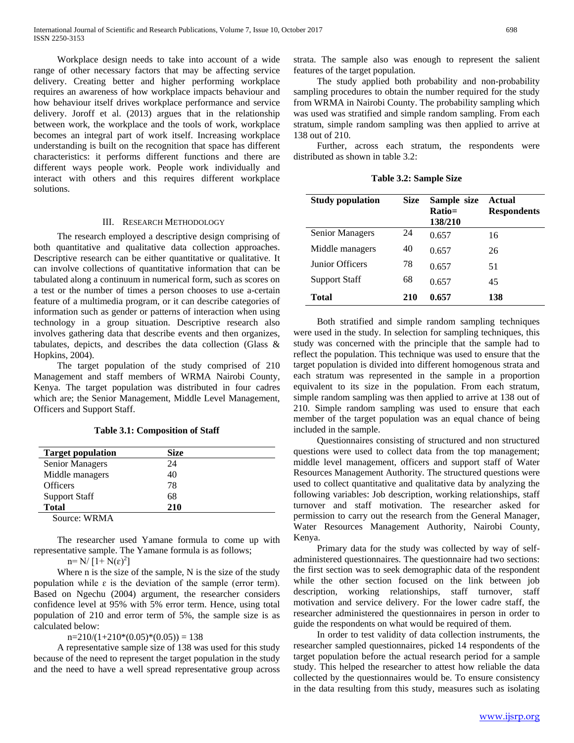Workplace design needs to take into account of a wide range of other necessary factors that may be affecting service delivery. Creating better and higher performing workplace requires an awareness of how workplace impacts behaviour and how behaviour itself drives workplace performance and service delivery. Joroff et al. (2013) argues that in the relationship between work, the workplace and the tools of work, workplace becomes an integral part of work itself. Increasing workplace understanding is built on the recognition that space has different characteristics: it performs different functions and there are different ways people work. People work individually and interact with others and this requires different workplace solutions.

## III. Research Methodology

The research employed a descriptive design comprising of both quantitative and qualitative data collection approaches. Descriptive research can be either quantitative or qualitative. It can involve collections of quantitative information that can be tabulated along a continuum in numerical form, such as scores on a test or the number of times a person chooses to use a-certain feature of a multimedia program, or it can describe categories of information such as gender or patterns of interaction when using technology in a group situation. Descriptive research also involves gathering data that describe events and then organizes, tabulates, depicts, and describes the data collection (Glass & Hopkins, 2004).

The target population of the study comprised of 210 Management and staff members of WRMA Nairobi County, Kenya. The target population was distributed in four cadres which are; the Senior Management, Middle Level Management, Officers and Support Staff.

**Table 3.1: Composition of Staff**

| Target population | Size |
|---|---|
| Senior Managers | 24 |
| Middle managers | 40 |
| Officers | 78 |
| Support Staff | 68 |
| **Total** | **210** |

Source: WRMA

The researcher used Yamane formula to come up with representative sample. The Yamane formula is as follows;

$$n = N / [1 + N(\varepsilon)^2]$$

Where n is the size of the sample, N is the size of the study population while ε is the deviation of the sample (error term). Based on Ngechu (2004) argument, the researcher considers confidence level at 95% with 5% error term. Hence, using total population of 210 and error term of 5%, the sample size is as calculated below:

$$n=210/(1+210*(0.05)*(0.05)) = 138$$

A representative sample size of 138 was used for this study because of the need to represent the target population in the study and the need to have a well spread representative group across strata. The sample also was enough to represent the salient features of the target population.

The study applied both probability and non-probability sampling procedures to obtain the number required for the study from WRMA in Nairobi County. The probability sampling which was used was stratified and simple random sampling. From each stratum, simple random sampling was then applied to arrive at 138 out of 210.

Further, across each stratum, the respondents were distributed as shown in table 3.2:

**Table 3.2: Sample Size**

| Study population | Size | Sample size Ratio= 138/210 | Actual Respondents |
|---|---|---|---|
| Senior Managers | 24 | 0.657 | 16 |
| Middle managers | 40 | 0.657 | 26 |
| Junior Officers | 78 | 0.657 | 51 |
| Support Staff | 68 | 0.657 | 45 |
| **Total** | **210** | **0.657** | **138** |

Both stratified and simple random sampling techniques were used in the study. In selection for sampling techniques, this study was concerned with the principle that the sample had to reflect the population. This technique was used to ensure that the target population is divided into different homogenous strata and each stratum was represented in the sample in a proportion equivalent to its size in the population. From each stratum, simple random sampling was then applied to arrive at 138 out of 210. Simple random sampling was used to ensure that each member of the target population was an equal chance of being included in the sample.

Questionnaires consisting of structured and non structured questions were used to collect data from the top management; middle level management, officers and support staff of Water Resources Management Authority. The structured questions were used to collect quantitative and qualitative data by analyzing the following variables: Job description, working relationships, staff turnover and staff motivation. The researcher asked for permission to carry out the research from the General Manager, Water Resources Management Authority, Nairobi County, Kenya.

Primary data for the study was collected by way of self-administered questionnaires. The questionnaire had two sections: the first section was to seek demographic data of the respondent while the other section focused on the link between job description, working relationships, staff turnover, staff motivation and service delivery. For the lower cadre staff, the researcher administered the questionnaires in person in order to guide the respondents on what would be required of them.

In order to test validity of data collection instruments, the researcher sampled questionnaires, picked 14 respondents of the target population before the actual research period for a sample study. This helped the researcher to attest how reliable the data collected by the questionnaires would be. To ensure consistency in the data resulting from this study, measures such as isolating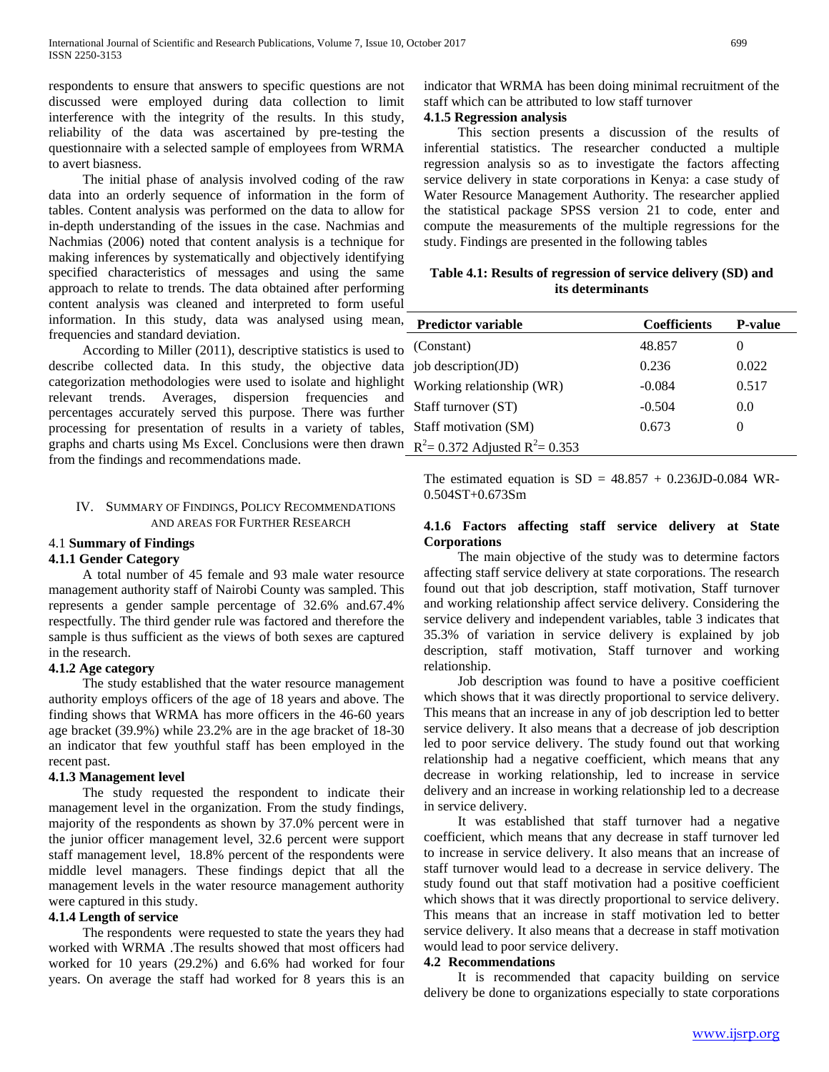respondents to ensure that answers to specific questions are not discussed were employed during data collection to limit interference with the integrity of the results. In this study, reliability of the data was ascertained by pre-testing the questionnaire with a selected sample of employees from WRMA to avert biasness.

The initial phase of analysis involved coding of the raw data into an orderly sequence of information in the form of tables. Content analysis was performed on the data to allow for in-depth understanding of the issues in the case. Nachmias and Nachmias (2006) noted that content analysis is a technique for making inferences by systematically and objectively identifying specified characteristics of messages and using the same approach to relate to trends. The data obtained after performing content analysis was cleaned and interpreted to form useful information. In this study, data was analysed using mean, frequencies and standard deviation.

According to Miller (2011), descriptive statistics is used to describe collected data. In this study, the objective data categorization methodologies were used to isolate and highlight relevant trends. Averages, dispersion frequencies and percentages accurately served this purpose. There was further processing for presentation of results in a variety of tables, graphs and charts using Ms Excel. Conclusions were then drawn from the findings and recommendations made.

## IV. Summary of Findings, Policy Recommendations and Areas for Further Research

### 4.1 Summary of Findings

#### 4.1.1 Gender Category

A total number of 45 female and 93 male water resource management authority staff of Nairobi County was sampled. This represents a gender sample percentage of 32.6% and.67.4% respectfully. The third gender rule was factored and therefore the sample is thus sufficient as the views of both sexes are captured in the research.

#### 4.1.2 Age category

The study established that the water resource management authority employs officers of the age of 18 years and above. The finding shows that WRMA has more officers in the 46-60 years age bracket (39.9%) while 23.2% are in the age bracket of 18-30 an indicator that few youthful staff has been employed in the recent past.

#### 4.1.3 Management level

The study requested the respondent to indicate their management level in the organization. From the study findings, majority of the respondents as shown by 37.0% percent were in the junior officer management level, 32.6 percent were support staff management level, 18.8% percent of the respondents were middle level managers. These findings depict that all the management levels in the water resource management authority were captured in this study.

#### 4.1.4 Length of service

The respondents were requested to state the years they had worked with WRMA .The results showed that most officers had worked for 10 years (29.2%) and 6.6% had worked for four years. On average the staff had worked for 8 years this is an indicator that WRMA has been doing minimal recruitment of the staff which can be attributed to low staff turnover

#### 4.1.5 Regression analysis

This section presents a discussion of the results of inferential statistics. The researcher conducted a multiple regression analysis so as to investigate the factors affecting service delivery in state corporations in Kenya: a case study of Water Resource Management Authority. The researcher applied the statistical package SPSS version 21 to code, enter and compute the measurements of the multiple regressions for the study. Findings are presented in the following tables

**Table 4.1: Results of regression of service delivery (SD) and its determinants**

| Predictor variable | Coefficients | P-value |
|---|---|---|
| (Constant) | 48.857 | 0 |
| job description(JD) | 0.236 | 0.022 |
| Working relationship (WR) | -0.084 | 0.517 |
| Staff turnover (ST) | -0.504 | 0.0 |
| Staff motivation (SM) | 0.673 | 0 |
| $R^2$= 0.372 Adjusted $R^2$= 0.353 | | |

The estimated equation is SD = 48.857 + 0.236JD-0.084 WR-0.504ST+0.673Sm

#### 4.1.6 Factors affecting staff service delivery at State Corporations

The main objective of the study was to determine factors affecting staff service delivery at state corporations. The research found out that job description, staff motivation, Staff turnover and working relationship affect service delivery. Considering the service delivery and independent variables, table 3 indicates that 35.3% of variation in service delivery is explained by job description, staff motivation, Staff turnover and working relationship.

Job description was found to have a positive coefficient which shows that it was directly proportional to service delivery. This means that an increase in any of job description led to better service delivery. It also means that a decrease of job description led to poor service delivery. The study found out that working relationship had a negative coefficient, which means that any decrease in working relationship, led to increase in service delivery and an increase in working relationship led to a decrease in service delivery.

It was established that staff turnover had a negative coefficient, which means that any decrease in staff turnover led to increase in service delivery. It also means that an increase of staff turnover would lead to a decrease in service delivery. The study found out that staff motivation had a positive coefficient which shows that it was directly proportional to service delivery. This means that an increase in staff motivation led to better service delivery. It also means that a decrease in staff motivation would lead to poor service delivery.

### 4.2 Recommendations

It is recommended that capacity building on service delivery be done to organizations especially to state corporations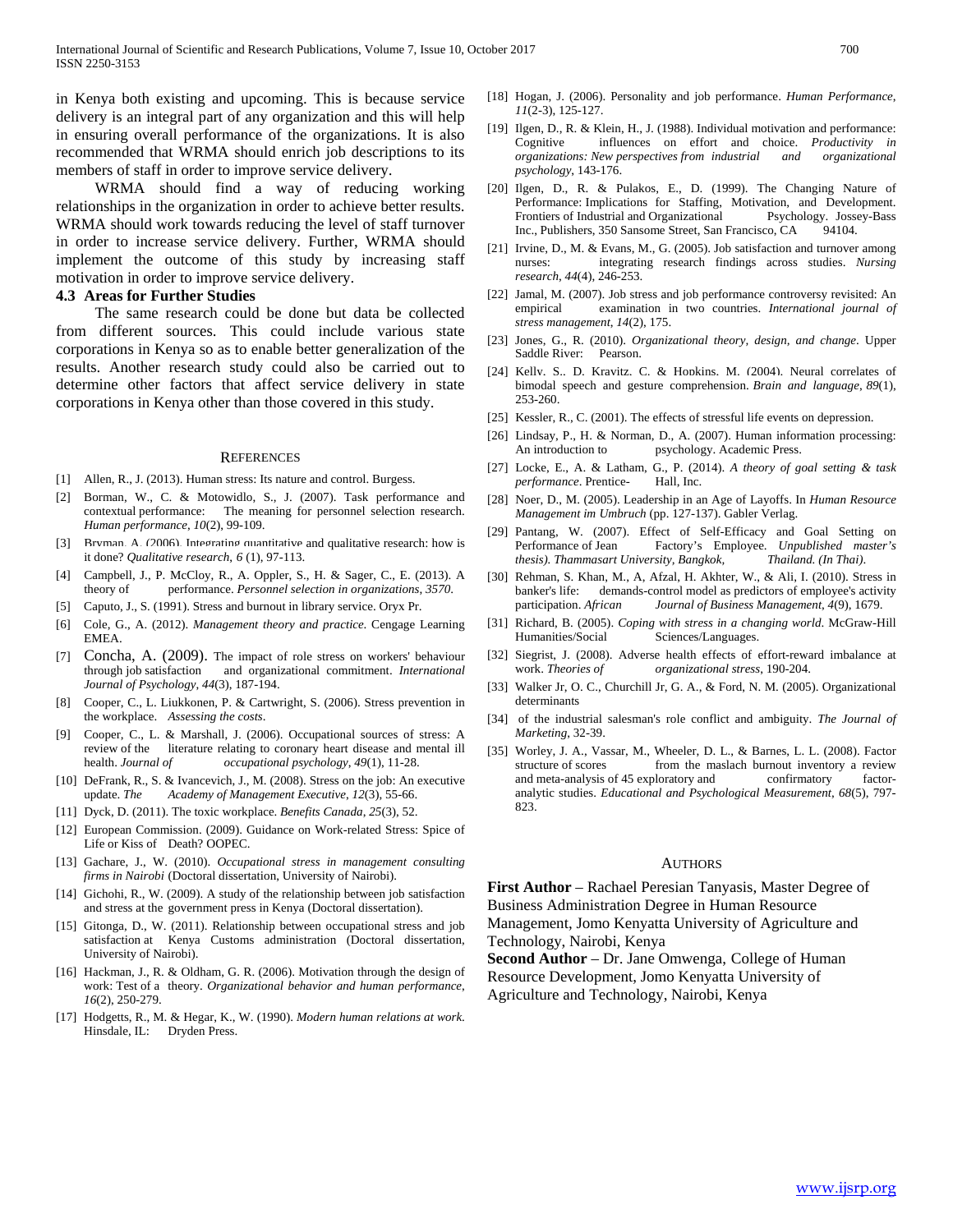in Kenya both existing and upcoming. This is because service delivery is an integral part of any organization and this will help in ensuring overall performance of the organizations. It is also recommended that WRMA should enrich job descriptions to its members of staff in order to improve service delivery.

WRMA should find a way of reducing working relationships in the organization in order to achieve better results. WRMA should work towards reducing the level of staff turnover in order to increase service delivery. Further, WRMA should implement the outcome of this study by increasing staff motivation in order to improve service delivery.

### 4.3 Areas for Further Studies

The same research could be done but data be collected from different sources. This could include various state corporations in Kenya so as to enable better generalization of the results. Another research study could also be carried out to determine other factors that affect service delivery in state corporations in Kenya other than those covered in this study.

## REFERENCES

[1] Allen, R., J. (2013). Human stress: Its nature and control. Burgess.

[2] Borman, W., C. & Motowidlo, S., J. (2007). Task performance and contextual performance: The meaning for personnel selection research. *Human performance*, *10*(2), 99-109.

[3] Bryman, A. (2006). Integrating quantitative and qualitative research: how is it done? *Qualitative research*, *6* (1), 97-113.

[4] Campbell, J., P. McCloy, R., A. Oppler, S., H. & Sager, C., E. (2013). A theory of performance. *Personnel selection in organizations*, *3570*.

[5] Caputo, J., S. (1991). Stress and burnout in library service. Oryx Pr.

[6] Cole, G., A. (2012). *Management theory and practice*. Cengage Learning EMEA.

[7] Concha, A. (2009). The impact of role stress on workers' behaviour through job satisfaction and organizational commitment. *International Journal of Psychology*, *44*(3), 187-194.

[8] Cooper, C., L. Liukkonen, P. & Cartwright, S. (2006). Stress prevention in the workplace. *Assessing the costs*.

[9] Cooper, C., L. & Marshall, J. (2006). Occupational sources of stress: A review of the literature relating to coronary heart disease and mental ill health. *Journal of occupational psychology*, *49*(1), 11-28.

[10] DeFrank, R., S. & Ivancevich, J., M. (2008). Stress on the job: An executive update. *The Academy of Management Executive*, *12*(3), 55-66.

[11] Dyck, D. (2011). The toxic workplace. *Benefits Canada*, *25*(3), 52.

[12] European Commission. (2009). Guidance on Work-related Stress: Spice of Life or Kiss of Death? OOPEC.

[13] Gachare, J., W. (2010). *Occupational stress in management consulting firms in Nairobi* (Doctoral dissertation, University of Nairobi).

[14] Gichohi, R., W. (2009). A study of the relationship between job satisfaction and stress at the government press in Kenya (Doctoral dissertation).

[15] Gitonga, D., W. (2011). Relationship between occupational stress and job satisfaction at Kenya Customs administration (Doctoral dissertation, University of Nairobi).

[16] Hackman, J., R. & Oldham, G. R. (2006). Motivation through the design of work: Test of a theory. *Organizational behavior and human performance*, *16*(2), 250-279.

[17] Hodgetts, R., M. & Hegar, K., W. (1990). *Modern human relations at work*. Hinsdale, IL: Dryden Press.

[18] Hogan, J. (2006). Personality and job performance. *Human Performance*, *11*(2-3), 125-127.

[19] Ilgen, D., R. & Klein, H., J. (1988). Individual motivation and performance: Cognitive influences on effort and choice. *Productivity in organizations: New perspectives from industrial and organizational psychology*, 143-176.

[20] Ilgen, D., R. & Pulakos, E., D. (1999). The Changing Nature of Performance: Implications for Staffing, Motivation, and Development. Frontiers of Industrial and Organizational Psychology. Jossey-Bass Inc., Publishers, 350 Sansome Street, San Francisco, CA 94104.

[21] Irvine, D., M. & Evans, M., G. (2005). Job satisfaction and turnover among nurses: integrating research findings across studies. *Nursing research*, *44*(4), 246-253.

[22] Jamal, M. (2007). Job stress and job performance controversy revisited: An empirical examination in two countries. *International journal of stress management*, *14*(2), 175.

[23] Jones, G., R. (2010). *Organizational theory, design, and change*. Upper Saddle River: Pearson.

[24] Kelly, S., D. Kravitz, C. & Hopkins, M. (2004). Neural correlates of bimodal speech and gesture comprehension. *Brain and language*, *89*(1), 253-260.

[25] Kessler, R., C. (2001). The effects of stressful life events on depression.

[26] Lindsay, P., H. & Norman, D., A. (2007). Human information processing: An introduction to psychology. Academic Press.

[27] Locke, E., A. & Latham, G., P. (2014). *A theory of goal setting & task performance*. Prentice- Hall, Inc.

[28] Noer, D., M. (2005). Leadership in an Age of Layoffs. In *Human Resource Management im Umbruch* (pp. 127-137). Gabler Verlag.

[29] Pantang, W. (2007). Effect of Self-Efficacy and Goal Setting on Performance of Jean Factory's Employee. *Unpublished master's thesis). Thammasart University, Bangkok, Thailand. (In Thai)*.

[30] Rehman, S. Khan, M., A, Afzal, H. Akhter, W., & Ali, I. (2010). Stress in banker's life: demands-control model as predictors of employee's activity participation. *African Journal of Business Management*, *4*(9), 1679.

[31] Richard, B. (2005). *Coping with stress in a changing world*. McGraw-Hill Humanities/Social Sciences/Languages.

[32] Siegrist, J. (2008). Adverse health effects of effort-reward imbalance at work. *Theories of organizational stress*, 190-204.

[33] Walker Jr, O. C., Churchill Jr, G. A., & Ford, N. M. (2005). Organizational determinants

[34] of the industrial salesman's role conflict and ambiguity. *The Journal of Marketing*, 32-39.

[35] Worley, J. A., Vassar, M., Wheeler, D. L., & Barnes, L. L. (2008). Factor structure of scores from the maslach burnout inventory a review and meta-analysis of 45 exploratory and confirmatory factor-analytic studies. *Educational and Psychological Measurement*, *68*(5), 797-823.

## AUTHORS

**First Author** – Rachael Peresian Tanyasis, Master Degree of Business Administration Degree in Human Resource Management, Jomo Kenyatta University of Agriculture and Technology, Nairobi, Kenya

**Second Author** – Dr. Jane Omwenga, College of Human Resource Development, Jomo Kenyatta University of Agriculture and Technology, Nairobi, Kenya